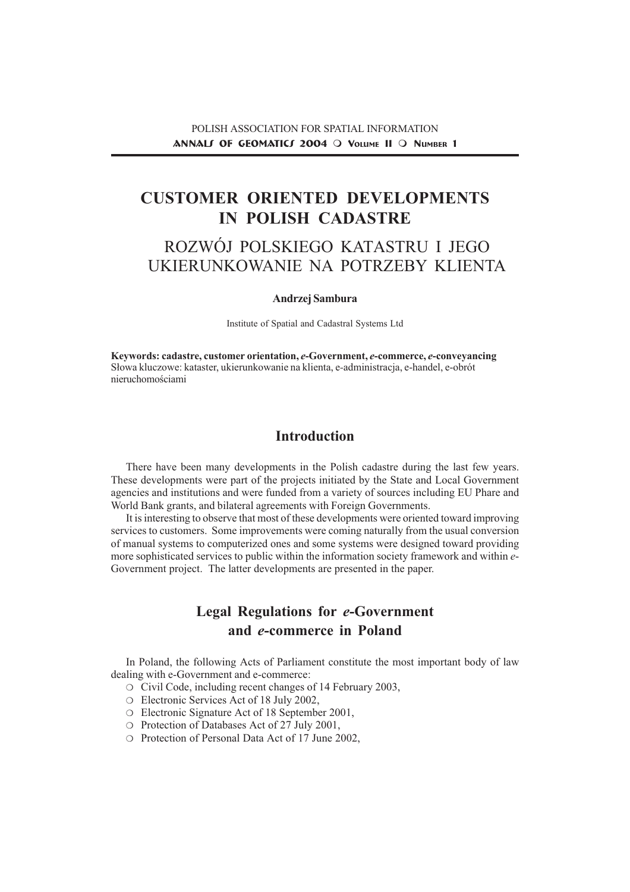# CUSTOMER ORIENTED DEVELOPMENTS IN POLISH CADASTRE

# ROZWÓJ POLSKIEGO KATASTRU I JEGO UKIERUNKOWANIE NA POTRZEBY KLIENTA

**Andrzej Sambura**

Institute of Spatial and Cadastral Systems Ltd

**Keywords: cadastre, customer orientation, *e*-Government, *e*-commerce, *e*-conveyancing**
Słowa kluczowe: kataster, ukierunkowanie na klienta, e-administracja, e-handel, e-obrót nieruchomościami

## Introduction

There have been many developments in the Polish cadastre during the last few years. These developments were part of the projects initiated by the State and Local Government agencies and institutions and were funded from a variety of sources including EU Phare and World Bank grants, and bilateral agreements with Foreign Governments.

It is interesting to observe that most of these developments were oriented toward improving services to customers. Some improvements were coming naturally from the usual conversion of manual systems to computerized ones and some systems were designed toward providing more sophisticated services to public within the information society framework and within *e*-Government project. The latter developments are presented in the paper.

## Legal Regulations for *e*-Government and *e*-commerce in Poland

In Poland, the following Acts of Parliament constitute the most important body of law dealing with e-Government and e-commerce:

- Civil Code, including recent changes of 14 February 2003,
- Electronic Services Act of 18 July 2002,
- Electronic Signature Act of 18 September 2001,
- Protection of Databases Act of 27 July 2001,
- Protection of Personal Data Act of 17 June 2002,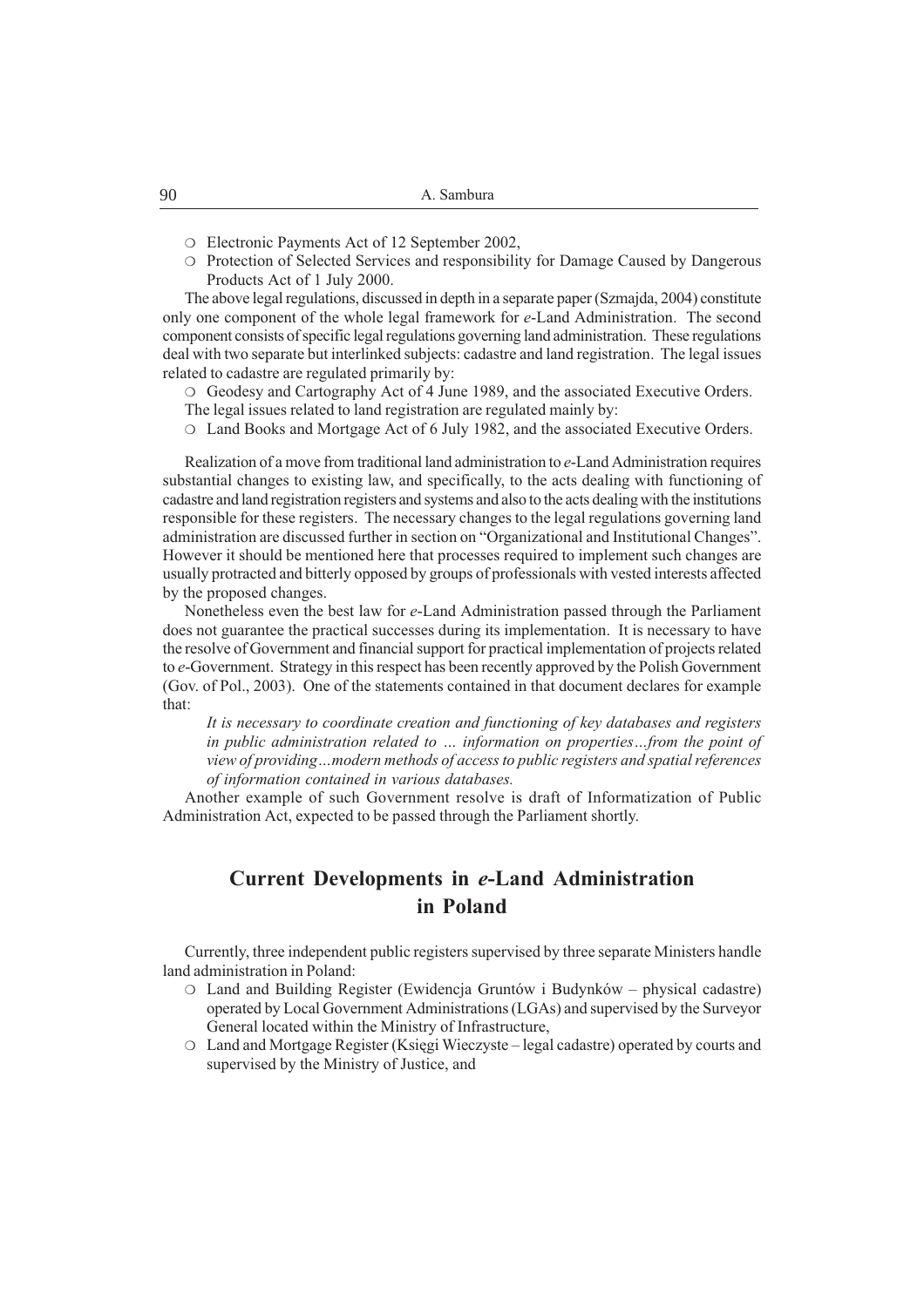- Electronic Payments Act of 12 September 2002,
- Protection of Selected Services and responsibility for Damage Caused by Dangerous Products Act of 1 July 2000.

The above legal regulations, discussed in depth in a separate paper (Szmajda, 2004) constitute only one component of the whole legal framework for *e*-Land Administration. The second component consists of specific legal regulations governing land administration. These regulations deal with two separate but interlinked subjects: cadastre and land registration. The legal issues related to cadastre are regulated primarily by:

- Geodesy and Cartography Act of 4 June 1989, and the associated Executive Orders.

The legal issues related to land registration are regulated mainly by:

- Land Books and Mortgage Act of 6 July 1982, and the associated Executive Orders.

Realization of a move from traditional land administration to *e*-Land Administration requires substantial changes to existing law, and specifically, to the acts dealing with functioning of cadastre and land registration registers and systems and also to the acts dealing with the institutions responsible for these registers. The necessary changes to the legal regulations governing land administration are discussed further in section on "Organizational and Institutional Changes". However it should be mentioned here that processes required to implement such changes are usually protracted and bitterly opposed by groups of professionals with vested interests affected by the proposed changes.

Nonetheless even the best law for *e*-Land Administration passed through the Parliament does not guarantee the practical successes during its implementation. It is necessary to have the resolve of Government and financial support for practical implementation of projects related to *e*-Government. Strategy in this respect has been recently approved by the Polish Government (Gov. of Pol., 2003). One of the statements contained in that document declares for example that:

> *It is necessary to coordinate creation and functioning of key databases and registers in public administration related to … information on properties…from the point of view of providing…modern methods of access to public registers and spatial references of information contained in various databases.*

Another example of such Government resolve is draft of Informatization of Public Administration Act, expected to be passed through the Parliament shortly.

## Current Developments in *e*-Land Administration in Poland

Currently, three independent public registers supervised by three separate Ministers handle land administration in Poland:

- Land and Building Register (Ewidencja Gruntów i Budynków – physical cadastre) operated by Local Government Administrations (LGAs) and supervised by the Surveyor General located within the Ministry of Infrastructure,
- Land and Mortgage Register (Księgi Wieczyste – legal cadastre) operated by courts and supervised by the Ministry of Justice, and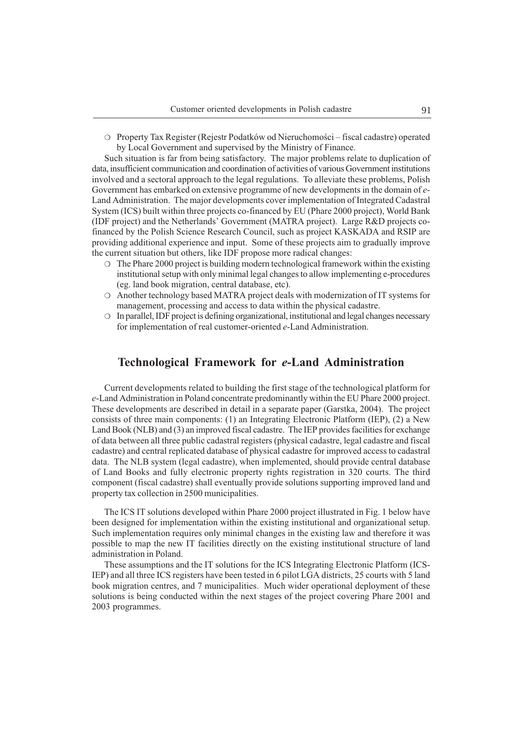- Property Tax Register (Rejestr Podatków od Nieruchomości – fiscal cadastre) operated by Local Government and supervised by the Ministry of Finance.

Such situation is far from being satisfactory. The major problems relate to duplication of data, insufficient communication and coordination of activities of various Government institutions involved and a sectoral approach to the legal regulations. To alleviate these problems, Polish Government has embarked on extensive programme of new developments in the domain of *e*-Land Administration. The major developments cover implementation of Integrated Cadastral System (ICS) built within three projects co-financed by EU (Phare 2000 project), World Bank (IDF project) and the Netherlands' Government (MATRA project). Large R&D projects co-financed by the Polish Science Research Council, such as project KASKADA and RSIP are providing additional experience and input. Some of these projects aim to gradually improve the current situation but others, like IDF propose more radical changes:

- The Phare 2000 project is building modern technological framework within the existing institutional setup with only minimal legal changes to allow implementing e-procedures (eg. land book migration, central database, etc).
- Another technology based MATRA project deals with modernization of IT systems for management, processing and access to data within the physical cadastre.
- In parallel, IDF project is defining organizational, institutional and legal changes necessary for implementation of real customer-oriented *e*-Land Administration.

## Technological Framework for *e*-Land Administration

Current developments related to building the first stage of the technological platform for *e*-Land Administration in Poland concentrate predominantly within the EU Phare 2000 project. These developments are described in detail in a separate paper (Garstka, 2004). The project consists of three main components: (1) an Integrating Electronic Platform (IEP), (2) a New Land Book (NLB) and (3) an improved fiscal cadastre. The IEP provides facilities for exchange of data between all three public cadastral registers (physical cadastre, legal cadastre and fiscal cadastre) and central replicated database of physical cadastre for improved access to cadastral data. The NLB system (legal cadastre), when implemented, should provide central database of Land Books and fully electronic property rights registration in 320 courts. The third component (fiscal cadastre) shall eventually provide solutions supporting improved land and property tax collection in 2500 municipalities.

The ICS IT solutions developed within Phare 2000 project illustrated in Fig. 1 below have been designed for implementation within the existing institutional and organizational setup. Such implementation requires only minimal changes in the existing law and therefore it was possible to map the new IT facilities directly on the existing institutional structure of land administration in Poland.

These assumptions and the IT solutions for the ICS Integrating Electronic Platform (ICS-IEP) and all three ICS registers have been tested in 6 pilot LGA districts, 25 courts with 5 land book migration centres, and 7 municipalities. Much wider operational deployment of these solutions is being conducted within the next stages of the project covering Phare 2001 and 2003 programmes.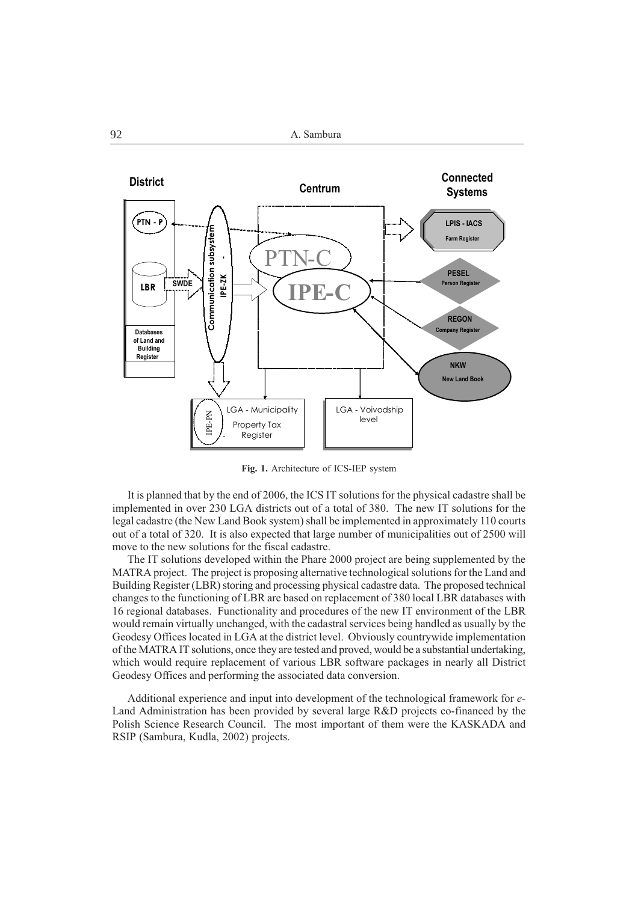**Fig. 1.** Architecture of ICS-IEP system

It is planned that by the end of 2006, the ICS IT solutions for the physical cadastre shall be implemented in over 230 LGA districts out of a total of 380. The new IT solutions for the legal cadastre (the New Land Book system) shall be implemented in approximately 110 courts out of a total of 320. It is also expected that large number of municipalities out of 2500 will move to the new solutions for the fiscal cadastre.

The IT solutions developed within the Phare 2000 project are being supplemented by the MATRA project. The project is proposing alternative technological solutions for the Land and Building Register (LBR) storing and processing physical cadastre data. The proposed technical changes to the functioning of LBR are based on replacement of 380 local LBR databases with 16 regional databases. Functionality and procedures of the new IT environment of the LBR would remain virtually unchanged, with the cadastral services being handled as usually by the Geodesy Offices located in LGA at the district level. Obviously countrywide implementation of the MATRA IT solutions, once they are tested and proved, would be a substantial undertaking, which would require replacement of various LBR software packages in nearly all District Geodesy Offices and performing the associated data conversion.

Additional experience and input into development of the technological framework for *e*-Land Administration has been provided by several large R&D projects co-financed by the Polish Science Research Council. The most important of them were the KASKADA and RSIP (Sambura, Kudla, 2002) projects.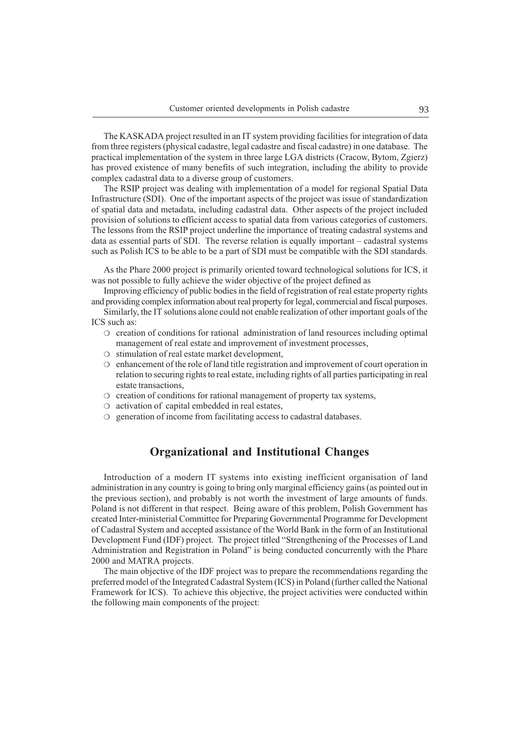The KASKADA project resulted in an IT system providing facilities for integration of data from three registers (physical cadastre, legal cadastre and fiscal cadastre) in one database. The practical implementation of the system in three large LGA districts (Cracow, Bytom, Zgierz) has proved existence of many benefits of such integration, including the ability to provide complex cadastral data to a diverse group of customers.

The RSIP project was dealing with implementation of a model for regional Spatial Data Infrastructure (SDI). One of the important aspects of the project was issue of standardization of spatial data and metadata, including cadastral data. Other aspects of the project included provision of solutions to efficient access to spatial data from various categories of customers. The lessons from the RSIP project underline the importance of treating cadastral systems and data as essential parts of SDI. The reverse relation is equally important – cadastral systems such as Polish ICS to be able to be a part of SDI must be compatible with the SDI standards.

As the Phare 2000 project is primarily oriented toward technological solutions for ICS, it was not possible to fully achieve the wider objective of the project defined as

Improving efficiency of public bodies in the field of registration of real estate property rights and providing complex information about real property for legal, commercial and fiscal purposes.

Similarly, the IT solutions alone could not enable realization of other important goals of the ICS such as:

- creation of conditions for rational administration of land resources including optimal management of real estate and improvement of investment processes,
- stimulation of real estate market development,
- enhancement of the role of land title registration and improvement of court operation in relation to securing rights to real estate, including rights of all parties participating in real estate transactions,
- creation of conditions for rational management of property tax systems,
- activation of capital embedded in real estates,
- generation of income from facilitating access to cadastral databases.

## Organizational and Institutional Changes

Introduction of a modern IT systems into existing inefficient organisation of land administration in any country is going to bring only marginal efficiency gains (as pointed out in the previous section), and probably is not worth the investment of large amounts of funds. Poland is not different in that respect. Being aware of this problem, Polish Government has created Inter-ministerial Committee for Preparing Governmental Programme for Development of Cadastral System and accepted assistance of the World Bank in the form of an Institutional Development Fund (IDF) project. The project titled "Strengthening of the Processes of Land Administration and Registration in Poland" is being conducted concurrently with the Phare 2000 and MATRA projects.

The main objective of the IDF project was to prepare the recommendations regarding the preferred model of the Integrated Cadastral System (ICS) in Poland (further called the National Framework for ICS). To achieve this objective, the project activities were conducted within the following main components of the project: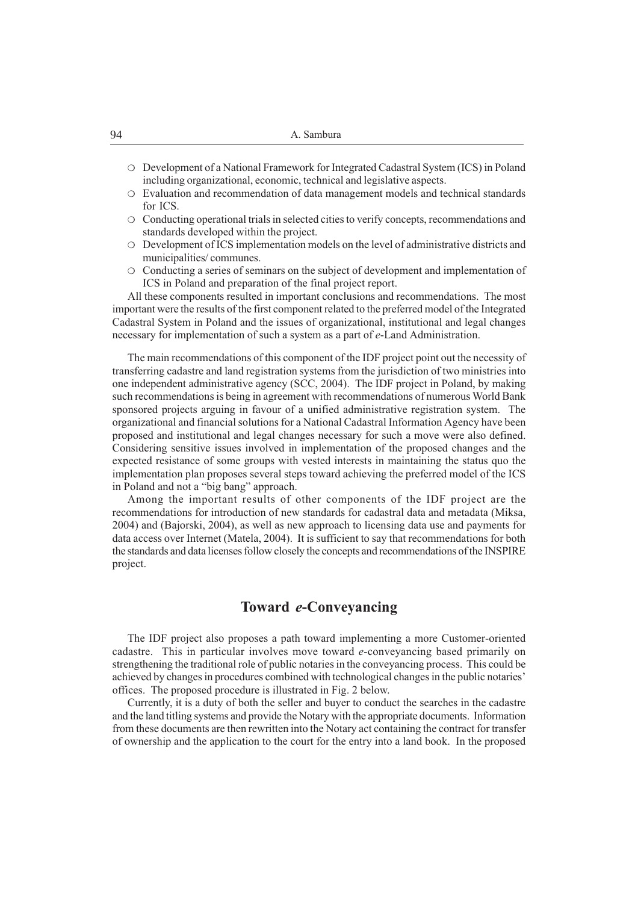- Development of a National Framework for Integrated Cadastral System (ICS) in Poland including organizational, economic, technical and legislative aspects.
- Evaluation and recommendation of data management models and technical standards for ICS.
- Conducting operational trials in selected cities to verify concepts, recommendations and standards developed within the project.
- Development of ICS implementation models on the level of administrative districts and municipalities/ communes.
- Conducting a series of seminars on the subject of development and implementation of ICS in Poland and preparation of the final project report.

All these components resulted in important conclusions and recommendations. The most important were the results of the first component related to the preferred model of the Integrated Cadastral System in Poland and the issues of organizational, institutional and legal changes necessary for implementation of such a system as a part of *e*-Land Administration.

The main recommendations of this component of the IDF project point out the necessity of transferring cadastre and land registration systems from the jurisdiction of two ministries into one independent administrative agency (SCC, 2004). The IDF project in Poland, by making such recommendations is being in agreement with recommendations of numerous World Bank sponsored projects arguing in favour of a unified administrative registration system. The organizational and financial solutions for a National Cadastral Information Agency have been proposed and institutional and legal changes necessary for such a move were also defined. Considering sensitive issues involved in implementation of the proposed changes and the expected resistance of some groups with vested interests in maintaining the status quo the implementation plan proposes several steps toward achieving the preferred model of the ICS in Poland and not a "big bang" approach.

Among the important results of other components of the IDF project are the recommendations for introduction of new standards for cadastral data and metadata (Miksa, 2004) and (Bajorski, 2004), as well as new approach to licensing data use and payments for data access over Internet (Matela, 2004). It is sufficient to say that recommendations for both the standards and data licenses follow closely the concepts and recommendations of the INSPIRE project.

## Toward *e*-Conveyancing

The IDF project also proposes a path toward implementing a more Customer-oriented cadastre. This in particular involves move toward *e*-conveyancing based primarily on strengthening the traditional role of public notaries in the conveyancing process. This could be achieved by changes in procedures combined with technological changes in the public notaries' offices. The proposed procedure is illustrated in Fig. 2 below.

Currently, it is a duty of both the seller and buyer to conduct the searches in the cadastre and the land titling systems and provide the Notary with the appropriate documents. Information from these documents are then rewritten into the Notary act containing the contract for transfer of ownership and the application to the court for the entry into a land book. In the proposed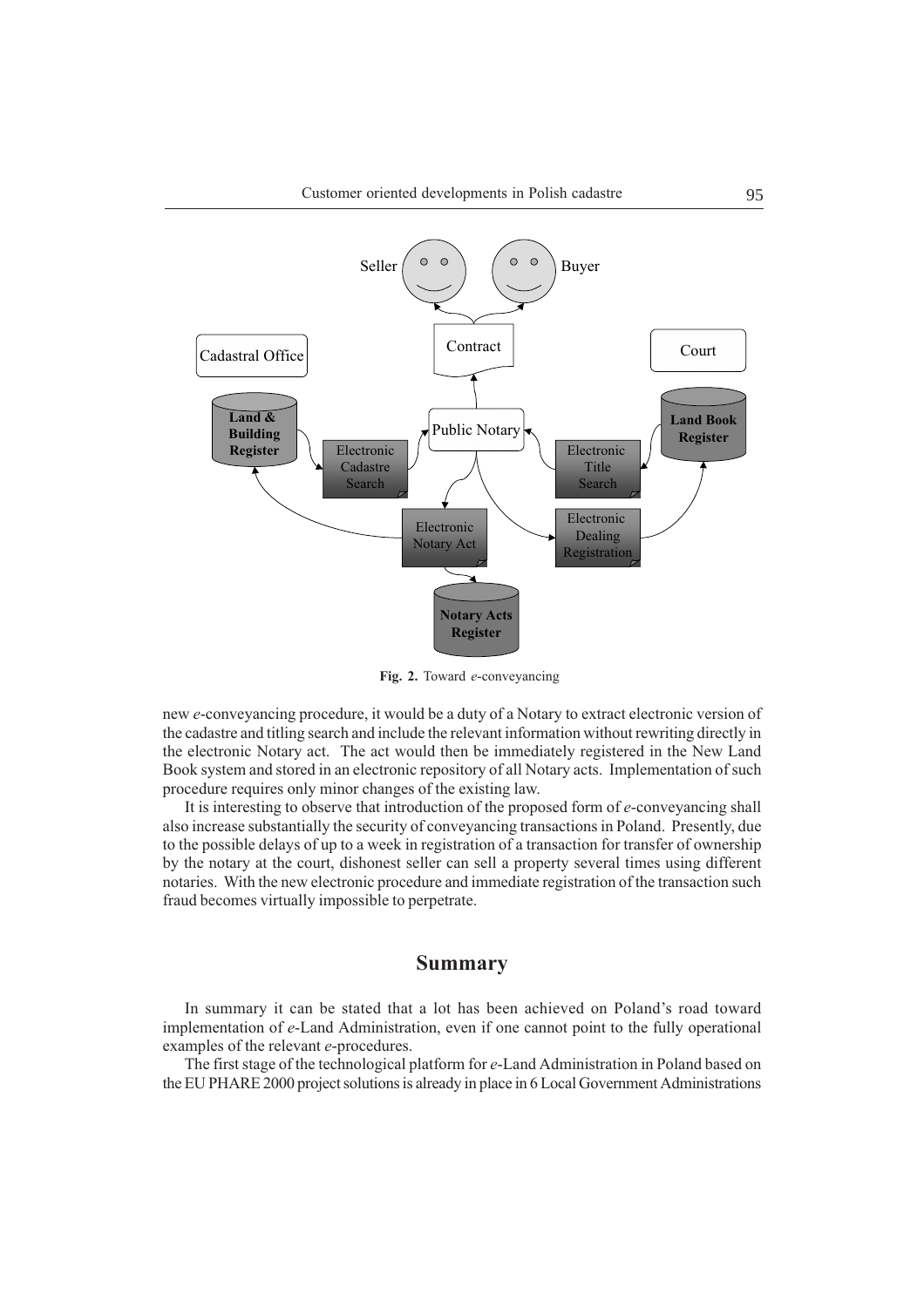**Fig. 2.** Toward *e*-conveyancing

new *e*-conveyancing procedure, it would be a duty of a Notary to extract electronic version of the cadastre and titling search and include the relevant information without rewriting directly in the electronic Notary act. The act would then be immediately registered in the New Land Book system and stored in an electronic repository of all Notary acts. Implementation of such procedure requires only minor changes of the existing law.

It is interesting to observe that introduction of the proposed form of *e*-conveyancing shall also increase substantially the security of conveyancing transactions in Poland. Presently, due to the possible delays of up to a week in registration of a transaction for transfer of ownership by the notary at the court, dishonest seller can sell a property several times using different notaries. With the new electronic procedure and immediate registration of the transaction such fraud becomes virtually impossible to perpetrate.

## Summary

In summary it can be stated that a lot has been achieved on Poland's road toward implementation of *e*-Land Administration, even if one cannot point to the fully operational examples of the relevant *e*-procedures.

The first stage of the technological platform for *e*-Land Administration in Poland based on the EU PHARE 2000 project solutions is already in place in 6 Local Government Administrations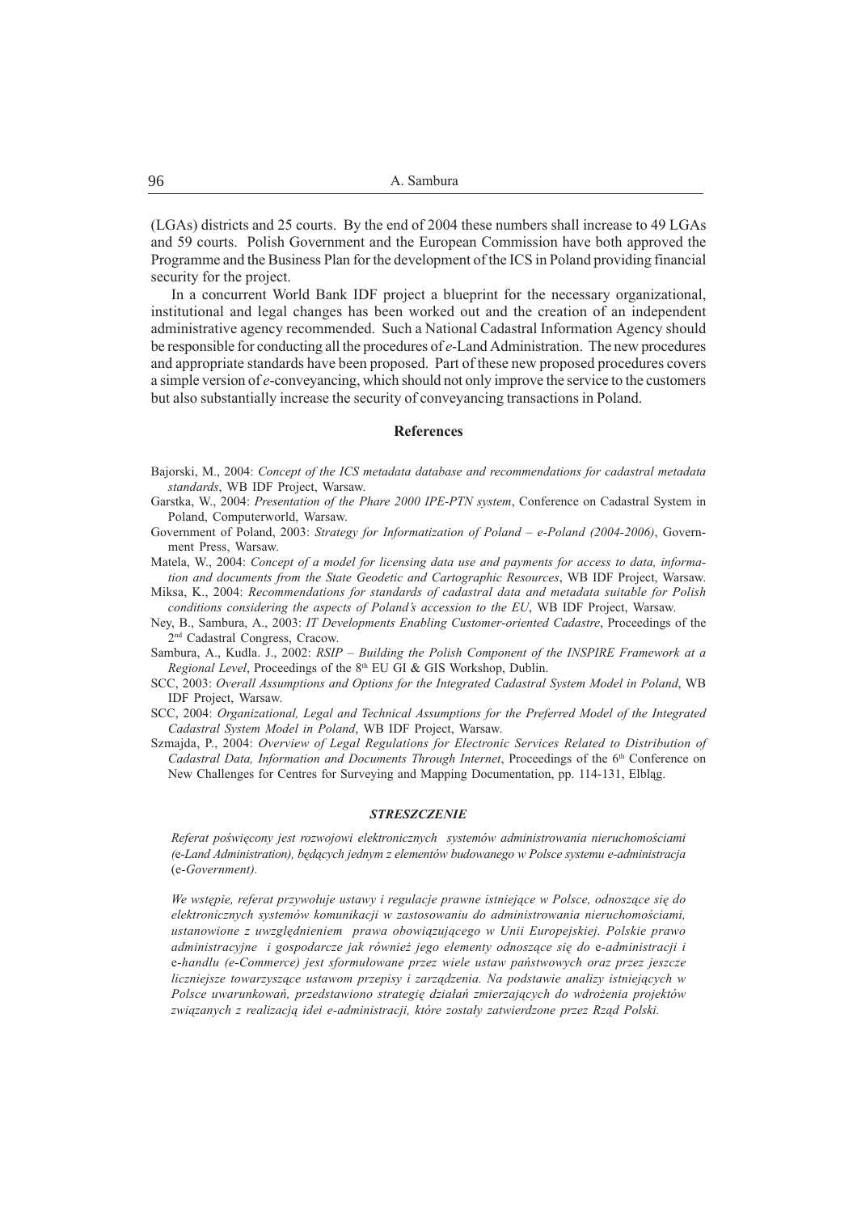(LGAs) districts and 25 courts. By the end of 2004 these numbers shall increase to 49 LGAs and 59 courts. Polish Government and the European Commission have both approved the Programme and the Business Plan for the development of the ICS in Poland providing financial security for the project.

In a concurrent World Bank IDF project a blueprint for the necessary organizational, institutional and legal changes has been worked out and the creation of an independent administrative agency recommended. Such a National Cadastral Information Agency should be responsible for conducting all the procedures of *e*-Land Administration. The new procedures and appropriate standards have been proposed. Part of these new proposed procedures covers a simple version of *e*-conveyancing, which should not only improve the service to the customers but also substantially increase the security of conveyancing transactions in Poland.

## References

Bajorski, M., 2004: *Concept of the ICS metadata database and recommendations for cadastral metadata standards*, WB IDF Project, Warsaw.

Garstka, W., 2004: *Presentation of the Phare 2000 IPE-PTN system*, Conference on Cadastral System in Poland, Computerworld, Warsaw.

Government of Poland, 2003: *Strategy for Informatization of Poland – e-Poland (2004-2006)*, Government Press, Warsaw.

Matela, W., 2004: *Concept of a model for licensing data use and payments for access to data, information and documents from the State Geodetic and Cartographic Resources*, WB IDF Project, Warsaw.

Miksa, K., 2004: *Recommendations for standards of cadastral data and metadata suitable for Polish conditions considering the aspects of Poland's accession to the EU*, WB IDF Project, Warsaw.

Ney, B., Sambura, A., 2003: *IT Developments Enabling Customer-oriented Cadastre*, Proceedings of the 2nd Cadastral Congress, Cracow.

Sambura, A., Kudla. J., 2002: *RSIP – Building the Polish Component of the INSPIRE Framework at a Regional Level*, Proceedings of the 8th EU GI & GIS Workshop, Dublin.

SCC, 2003: *Overall Assumptions and Options for the Integrated Cadastral System Model in Poland*, WB IDF Project, Warsaw.

SCC, 2004: *Organizational, Legal and Technical Assumptions for the Preferred Model of the Integrated Cadastral System Model in Poland*, WB IDF Project, Warsaw.

Szmajda, P., 2004: *Overview of Legal Regulations for Electronic Services Related to Distribution of Cadastral Data, Information and Documents Through Internet*, Proceedings of the 6th Conference on New Challenges for Centres for Surveying and Mapping Documentation, pp. 114-131, Elbląg.

### *STRESZCZENIE*

*Referat poświęcony jest rozwojowi elektronicznych systemów administrowania nieruchomościami (e-Land Administration), będących jednym z elementów budowanego w Polsce systemu e-administracja* (e-*Government).*

*We wstępie, referat przywołuje ustawy i regulacje prawne istniejące w Polsce, odnoszące się do elektronicznych systemów komunikacji w zastosowaniu do administrowania nieruchomościami, ustanowione z uwzględnieniem prawa obowiązującego w Unii Europejskiej. Polskie prawo administracyjne i gospodarcze jak również jego elementy odnoszące się do* e-*administracji i* e-*handlu (e-Commerce) jest sformułowane przez wiele ustaw państwowych oraz przez jeszcze liczniejsze towarzyszące ustawom przepisy i zarządzenia. Na podstawie analizy istniejących w Polsce uwarunkowań, przedstawiono strategię działań zmierzających do wdrożenia projektów związanych z realizacją idei e-administracji, które zostały zatwierdzone przez Rząd Polski.*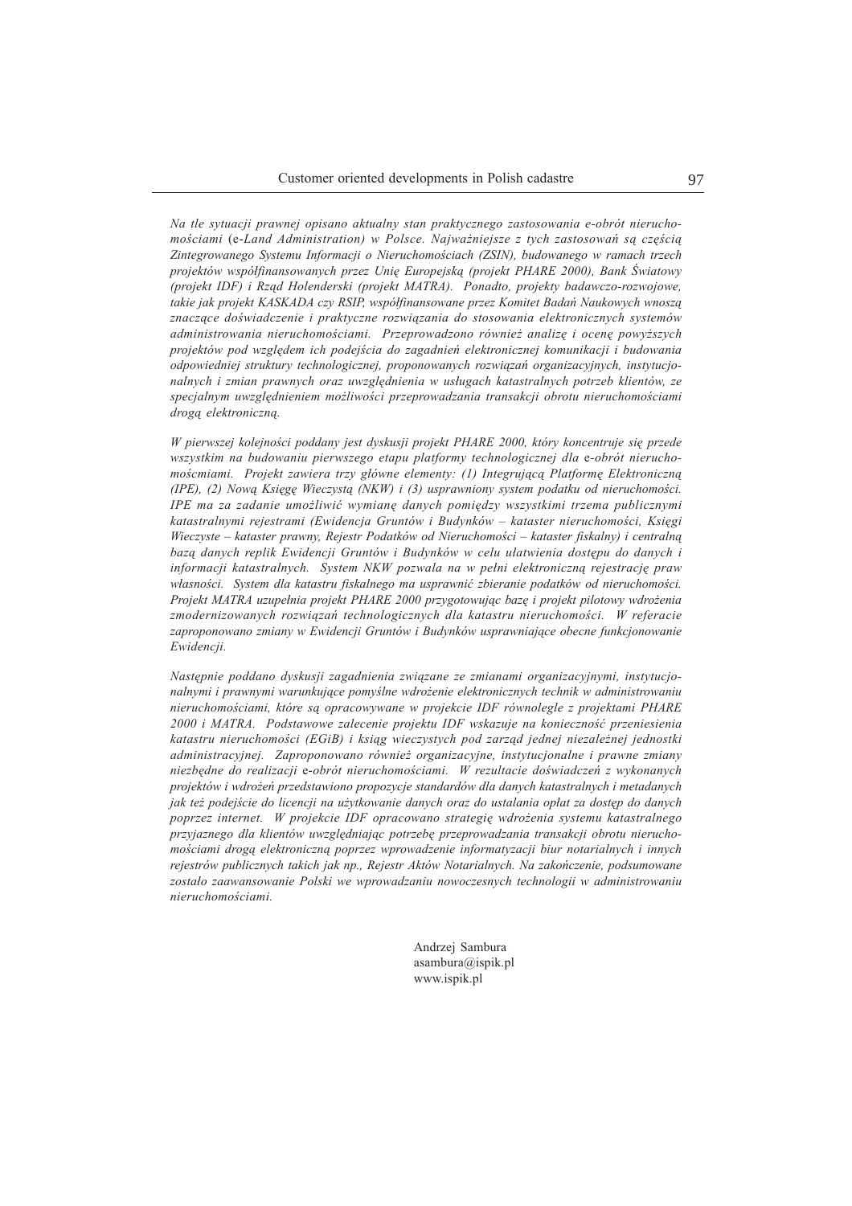*Na tle sytuacji prawnej opisano aktualny stan praktycznego zastosowania e-obrót nieruchomościami (e-Land Administration) w Polsce. Najważniejsze z tych zastosowań są częścią Zintegrowanego Systemu Informacji o Nieruchomościach (ZSIN), budowanego w ramach trzech projektów współfinansowanych przez Unię Europejską (projekt PHARE 2000), Bank Światowy (projekt IDF) i Rząd Holenderski (projekt MATRA). Ponadto, projekty badawczo-rozwojowe, takie jak projekt KASKADA czy RSIP, współfinansowane przez Komitet Badań Naukowych wnoszą znaczące doświadczenie i praktyczne rozwiązania do stosowania elektronicznych systemów administrowania nieruchomościami. Przeprowadzono również analizę i ocenę powyższych projektów pod względem ich podejścia do zagadnień elektronicznej komunikacji i budowania odpowiedniej struktury technologicznej, proponowanych rozwiązań organizacyjnych, instytucjonalnych i zmian prawnych oraz uwzględnienia w usługach katastralnych potrzeb klientów, ze specjalnym uwzględnieniem możliwości przeprowadzania transakcji obrotu nieruchomościami drogą elektroniczną.*

*W pierwszej kolejności poddany jest dyskusji projekt PHARE 2000, który koncentruje się przede wszystkim na budowaniu pierwszego etapu platformy technologicznej dla e-obrót nieruchomościami. Projekt zawiera trzy główne elementy: (1) Integrującą Platformę Elektroniczną (IPE), (2) Nową Księgę Wieczystą (NKW) i (3) usprawniony system podatku od nieruchomości. IPE ma za zadanie umożliwić wymianę danych pomiędzy wszystkimi trzema publicznymi katastralnymi rejestrami (Ewidencja Gruntów i Budynków – kataster nieruchomości, Księgi Wieczyste – kataster prawny, Rejestr Podatków od Nieruchomości – kataster fiskalny) i centralną bazą danych replik Ewidencji Gruntów i Budynków w celu ułatwienia dostępu do danych i informacji katastralnych. System NKW pozwala na w pełni elektroniczną rejestrację praw własności. System dla katastru fiskalnego ma usprawnić zbieranie podatków od nieruchomości. Projekt MATRA uzupełnia projekt PHARE 2000 przygotowując bazę i projekt pilotowy wdrożenia zmodernizowanych rozwiązań technologicznych dla katastru nieruchomości. W referacie zaproponowano zmiany w Ewidencji Gruntów i Budynków usprawniające obecne funkcjonowanie Ewidencji.*

*Następnie poddano dyskusji zagadnienia związane ze zmianami organizacyjnymi, instytucjonalnymi i prawnymi warunkujące pomyślne wdrożenie elektronicznych technik w administrowaniu nieruchomościami, które są opracowywane w projekcie IDF równolegle z projektami PHARE 2000 i MATRA. Podstawowe zalecenie projektu IDF wskazuje na konieczność przeniesienia katastru nieruchomości (EGiB) i ksiąg wieczystych pod zarząd jednej niezależnej jednostki administracyjnej. Zaproponowano również organizacyjne, instytucjonalne i prawne zmiany niezbędne do realizacji e-obrót nieruchomościami. W rezultacie doświadczeń z wykonanych projektów i wdrożeń przedstawiono propozycje standardów dla danych katastralnych i metadanych jak też podejście do licencji na użytkowanie danych oraz do ustalania opłat za dostęp do danych poprzez internet. W projekcie IDF opracowano strategię wdrożenia systemu katastralnego przyjaznego dla klientów uwzględniając potrzebę przeprowadzania transakcji obrotu nieruchomościami drogą elektroniczną poprzez wprowadzenie informatyzacji biur notarialnych i innych rejestrów publicznych takich jak np., Rejestr Aktów Notarialnych. Na zakończenie, podsumowane zostało zaawansowanie Polski we wprowadzaniu nowoczesnych technologii w administrowaniu nieruchomościami.*

Andrzej Sambura
asambura@ispik.pl
www.ispik.pl